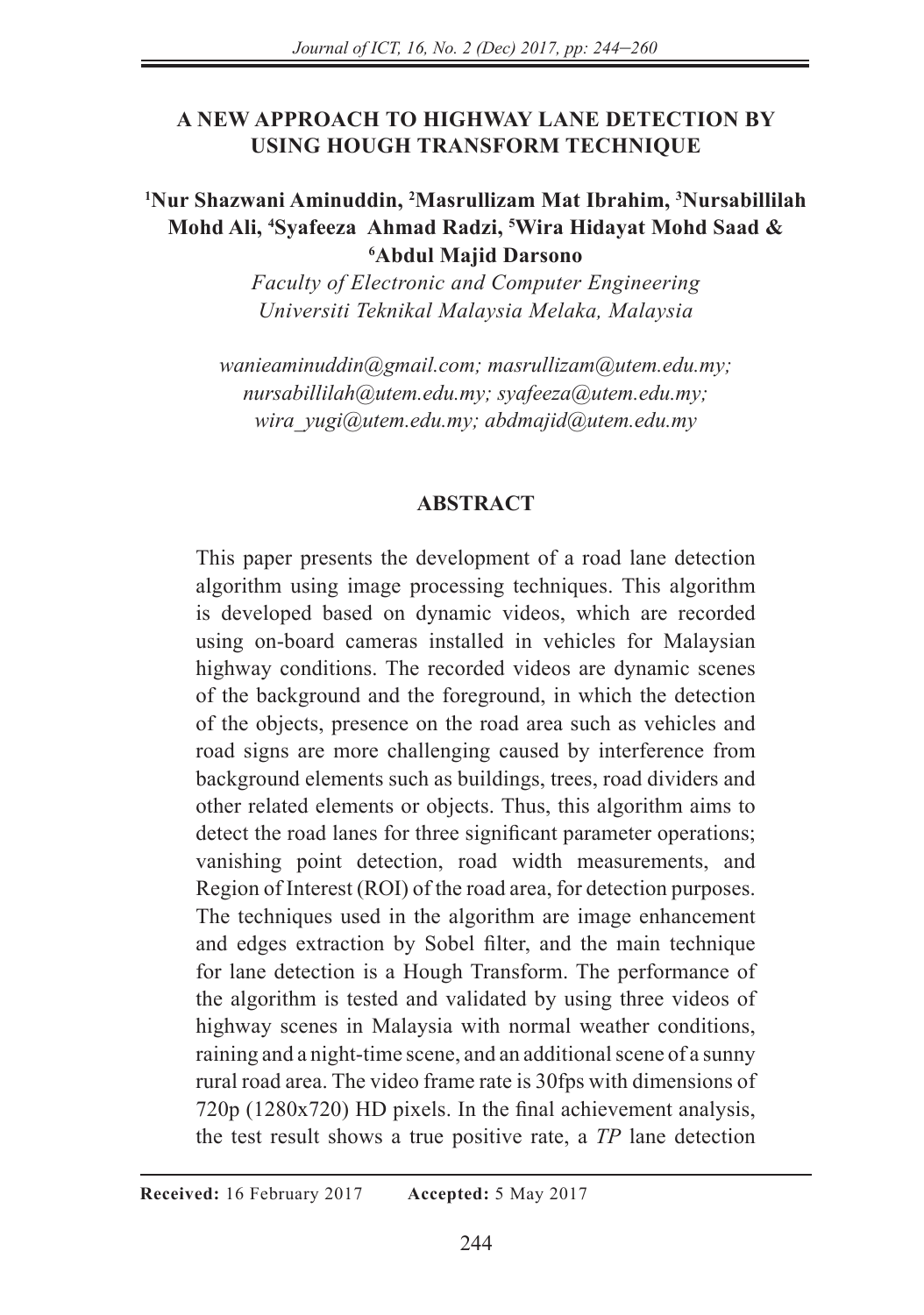# A NEW APPROACH TO HIGHWAY LANE DETECTION BY USING HOUGH TRANSFORM TECHNIQUE

**[1]Nur Shazwani Aminuddin, [2]Masrullizam Mat Ibrahim, [3]Nursabillilah Mohd Ali, [4]Syafeeza Ahmad Radzi, [5]Wira Hidayat Mohd Saad & [6]Abdul Majid Darsono**

*Faculty of Electronic and Computer Engineering*
*Universiti Teknikal Malaysia Melaka, Malaysia*

*wanieaminuddin@gmail.com; masrullizam@utem.edu.my; nursabillilah@utem.edu.my; syafeeza@utem.edu.my; wira_yugi@utem.edu.my; abdmajid@utem.edu.my*

## ABSTRACT

This paper presents the development of a road lane detection algorithm using image processing techniques. This algorithm is developed based on dynamic videos, which are recorded using on-board cameras installed in vehicles for Malaysian highway conditions. The recorded videos are dynamic scenes of the background and the foreground, in which the detection of the objects, presence on the road area such as vehicles and road signs are more challenging caused by interference from background elements such as buildings, trees, road dividers and other related elements or objects. Thus, this algorithm aims to detect the road lanes for three significant parameter operations; vanishing point detection, road width measurements, and Region of Interest (ROI) of the road area, for detection purposes. The techniques used in the algorithm are image enhancement and edges extraction by Sobel filter, and the main technique for lane detection is a Hough Transform. The performance of the algorithm is tested and validated by using three videos of highway scenes in Malaysia with normal weather conditions, raining and a night-time scene, and an additional scene of a sunny rural road area. The video frame rate is 30fps with dimensions of 720p (1280x720) HD pixels. In the final achievement analysis, the test result shows a true positive rate, a *TP* lane detection

**Received:** 16 February 2017 **Accepted:** 5 May 2017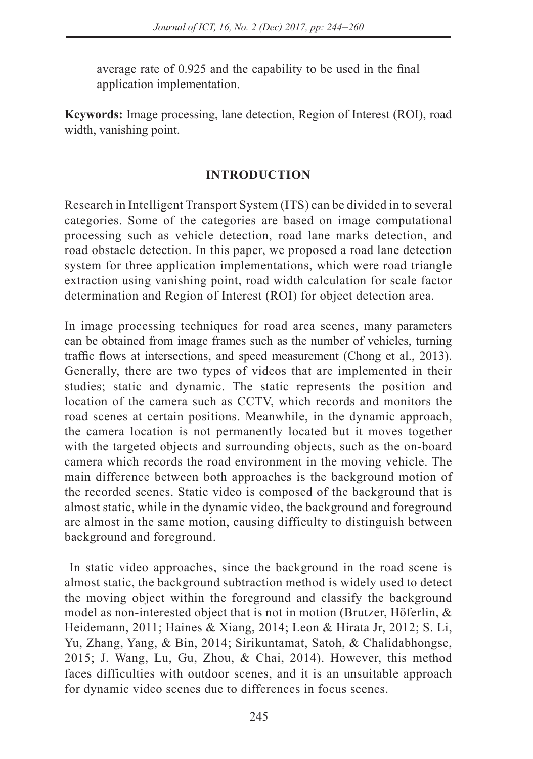average rate of 0.925 and the capability to be used in the final application implementation.

**Keywords:** Image processing, lane detection, Region of Interest (ROI), road width, vanishing point.

## INTRODUCTION

Research in Intelligent Transport System (ITS) can be divided in to several categories. Some of the categories are based on image computational processing such as vehicle detection, road lane marks detection, and road obstacle detection. In this paper, we proposed a road lane detection system for three application implementations, which were road triangle extraction using vanishing point, road width calculation for scale factor determination and Region of Interest (ROI) for object detection area.

In image processing techniques for road area scenes, many parameters can be obtained from image frames such as the number of vehicles, turning traffic flows at intersections, and speed measurement (Chong et al., 2013). Generally, there are two types of videos that are implemented in their studies; static and dynamic. The static represents the position and location of the camera such as CCTV, which records and monitors the road scenes at certain positions. Meanwhile, in the dynamic approach, the camera location is not permanently located but it moves together with the targeted objects and surrounding objects, such as the on-board camera which records the road environment in the moving vehicle. The main difference between both approaches is the background motion of the recorded scenes. Static video is composed of the background that is almost static, while in the dynamic video, the background and foreground are almost in the same motion, causing difficulty to distinguish between background and foreground.

In static video approaches, since the background in the road scene is almost static, the background subtraction method is widely used to detect the moving object within the foreground and classify the background model as non-interested object that is not in motion (Brutzer, Höferlin, & Heidemann, 2011; Haines & Xiang, 2014; Leon & Hirata Jr, 2012; S. Li, Yu, Zhang, Yang, & Bin, 2014; Sirikuntamat, Satoh, & Chalidabhongse, 2015; J. Wang, Lu, Gu, Zhou, & Chai, 2014). However, this method faces difficulties with outdoor scenes, and it is an unsuitable approach for dynamic video scenes due to differences in focus scenes.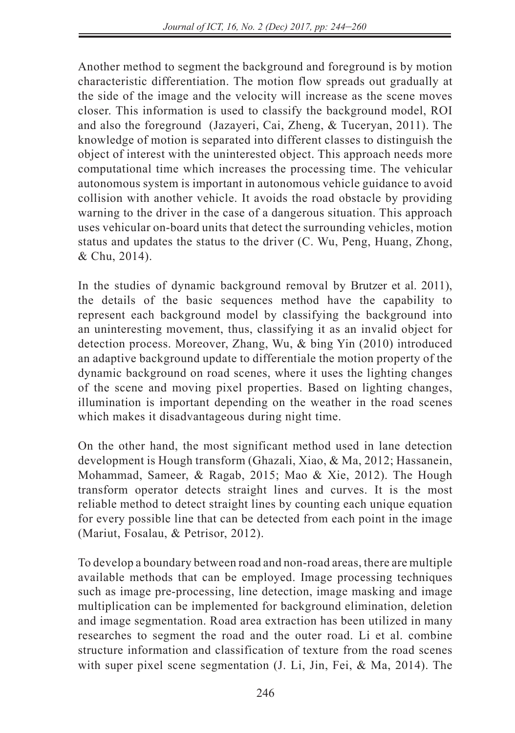Another method to segment the background and foreground is by motion characteristic differentiation. The motion flow spreads out gradually at the side of the image and the velocity will increase as the scene moves closer. This information is used to classify the background model, ROI and also the foreground (Jazayeri, Cai, Zheng, & Tuceryan, 2011). The knowledge of motion is separated into different classes to distinguish the object of interest with the uninterested object. This approach needs more computational time which increases the processing time. The vehicular autonomous system is important in autonomous vehicle guidance to avoid collision with another vehicle. It avoids the road obstacle by providing warning to the driver in the case of a dangerous situation. This approach uses vehicular on-board units that detect the surrounding vehicles, motion status and updates the status to the driver (C. Wu, Peng, Huang, Zhong, & Chu, 2014).

In the studies of dynamic background removal by Brutzer et al. 2011), the details of the basic sequences method have the capability to represent each background model by classifying the background into an uninteresting movement, thus, classifying it as an invalid object for detection process. Moreover, Zhang, Wu, & bing Yin (2010) introduced an adaptive background update to differentiale the motion property of the dynamic background on road scenes, where it uses the lighting changes of the scene and moving pixel properties. Based on lighting changes, illumination is important depending on the weather in the road scenes which makes it disadvantageous during night time.

On the other hand, the most significant method used in lane detection development is Hough transform (Ghazali, Xiao, & Ma, 2012; Hassanein, Mohammad, Sameer, & Ragab, 2015; Mao & Xie, 2012). The Hough transform operator detects straight lines and curves. It is the most reliable method to detect straight lines by counting each unique equation for every possible line that can be detected from each point in the image (Mariut, Fosalau, & Petrisor, 2012).

To develop a boundary between road and non-road areas, there are multiple available methods that can be employed. Image processing techniques such as image pre-processing, line detection, image masking and image multiplication can be implemented for background elimination, deletion and image segmentation. Road area extraction has been utilized in many researches to segment the road and the outer road. Li et al. combine structure information and classification of texture from the road scenes with super pixel scene segmentation (J. Li, Jin, Fei, & Ma, 2014). The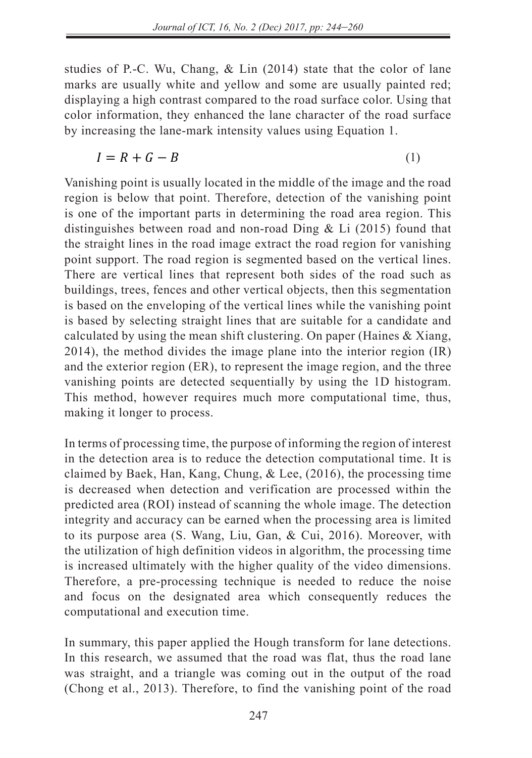studies of P.-C. Wu, Chang, & Lin (2014) state that the color of lane marks are usually white and yellow and some are usually painted red; displaying a high contrast compared to the road surface color. Using that color information, they enhanced the lane character of the road surface by increasing the lane-mark intensity values using Equation 1.

$$I = R + G - B \tag{1}$$

Vanishing point is usually located in the middle of the image and the road region is below that point. Therefore, detection of the vanishing point is one of the important parts in determining the road area region. This distinguishes between road and non-road Ding & Li (2015) found that the straight lines in the road image extract the road region for vanishing point support. The road region is segmented based on the vertical lines. There are vertical lines that represent both sides of the road such as buildings, trees, fences and other vertical objects, then this segmentation is based on the enveloping of the vertical lines while the vanishing point is based by selecting straight lines that are suitable for a candidate and calculated by using the mean shift clustering. On paper (Haines & Xiang, 2014), the method divides the image plane into the interior region (IR) and the exterior region (ER), to represent the image region, and the three vanishing points are detected sequentially by using the 1D histogram. This method, however requires much more computational time, thus, making it longer to process.

In terms of processing time, the purpose of informing the region of interest in the detection area is to reduce the detection computational time. It is claimed by Baek, Han, Kang, Chung, & Lee, (2016), the processing time is decreased when detection and verification are processed within the predicted area (ROI) instead of scanning the whole image. The detection integrity and accuracy can be earned when the processing area is limited to its purpose area (S. Wang, Liu, Gan, & Cui, 2016). Moreover, with the utilization of high definition videos in algorithm, the processing time is increased ultimately with the higher quality of the video dimensions. Therefore, a pre-processing technique is needed to reduce the noise and focus on the designated area which consequently reduces the computational and execution time.

In summary, this paper applied the Hough transform for lane detections. In this research, we assumed that the road was flat, thus the road lane was straight, and a triangle was coming out in the output of the road (Chong et al., 2013). Therefore, to find the vanishing point of the road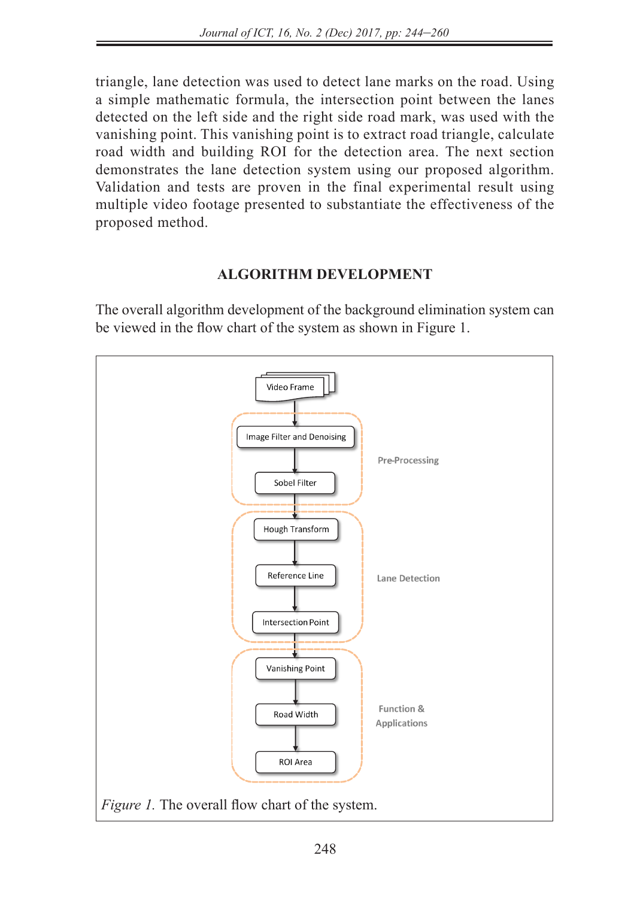triangle, lane detection was used to detect lane marks on the road. Using a simple mathematic formula, the intersection point between the lanes detected on the left side and the right side road mark, was used with the vanishing point. This vanishing point is to extract road triangle, calculate road width and building ROI for the detection area. The next section demonstrates the lane detection system using our proposed algorithm. Validation and tests are proven in the final experimental result using multiple video footage presented to substantiate the effectiveness of the proposed method.

## ALGORITHM DEVELOPMENT

The overall algorithm development of the background elimination system can be viewed in the flow chart of the system as shown in Figure 1.

Video Frame → Pre-Processing (Image Filter and Denoising → Sobel Filter) → Lane Detection (Hough Transform → Reference Line → Intersection Point) → Function & Applications (Vanishing Point → Road Width → ROI Area)

*Figure 1.* The overall flow chart of the system.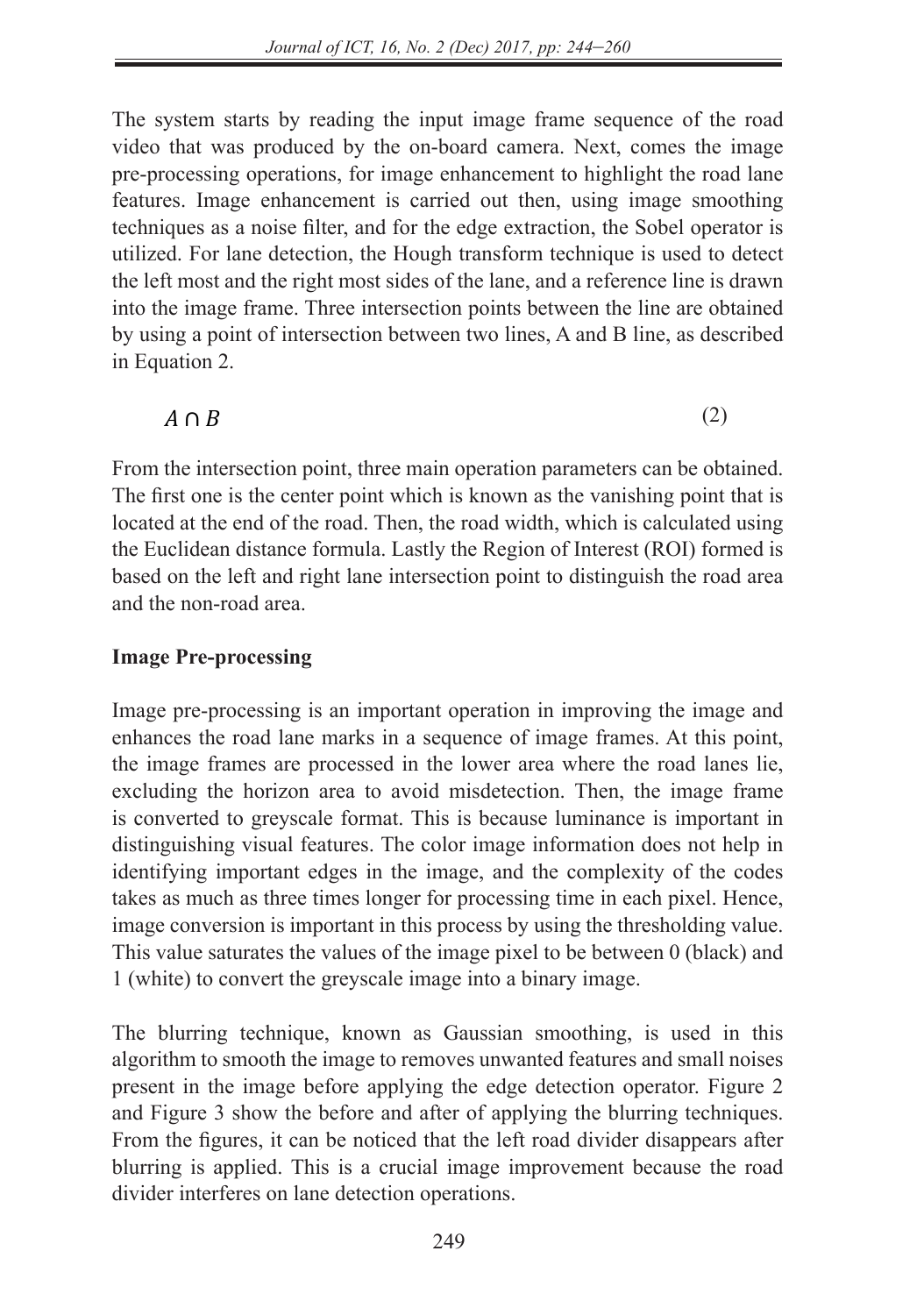The system starts by reading the input image frame sequence of the road video that was produced by the on-board camera. Next, comes the image pre-processing operations, for image enhancement to highlight the road lane features. Image enhancement is carried out then, using image smoothing techniques as a noise filter, and for the edge extraction, the Sobel operator is utilized. For lane detection, the Hough transform technique is used to detect the left most and the right most sides of the lane, and a reference line is drawn into the image frame. Three intersection points between the line are obtained by using a point of intersection between two lines, A and B line, as described in Equation 2.

$$A \cap B \tag{2}$$

From the intersection point, three main operation parameters can be obtained. The first one is the center point which is known as the vanishing point that is located at the end of the road. Then, the road width, which is calculated using the Euclidean distance formula. Lastly the Region of Interest (ROI) formed is based on the left and right lane intersection point to distinguish the road area and the non-road area.

**Image Pre-processing**

Image pre-processing is an important operation in improving the image and enhances the road lane marks in a sequence of image frames. At this point, the image frames are processed in the lower area where the road lanes lie, excluding the horizon area to avoid misdetection. Then, the image frame is converted to greyscale format. This is because luminance is important in distinguishing visual features. The color image information does not help in identifying important edges in the image, and the complexity of the codes takes as much as three times longer for processing time in each pixel. Hence, image conversion is important in this process by using the thresholding value. This value saturates the values of the image pixel to be between 0 (black) and 1 (white) to convert the greyscale image into a binary image.

The blurring technique, known as Gaussian smoothing, is used in this algorithm to smooth the image to removes unwanted features and small noises present in the image before applying the edge detection operator. Figure 2 and Figure 3 show the before and after of applying the blurring techniques. From the figures, it can be noticed that the left road divider disappears after blurring is applied. This is a crucial image improvement because the road divider interferes on lane detection operations.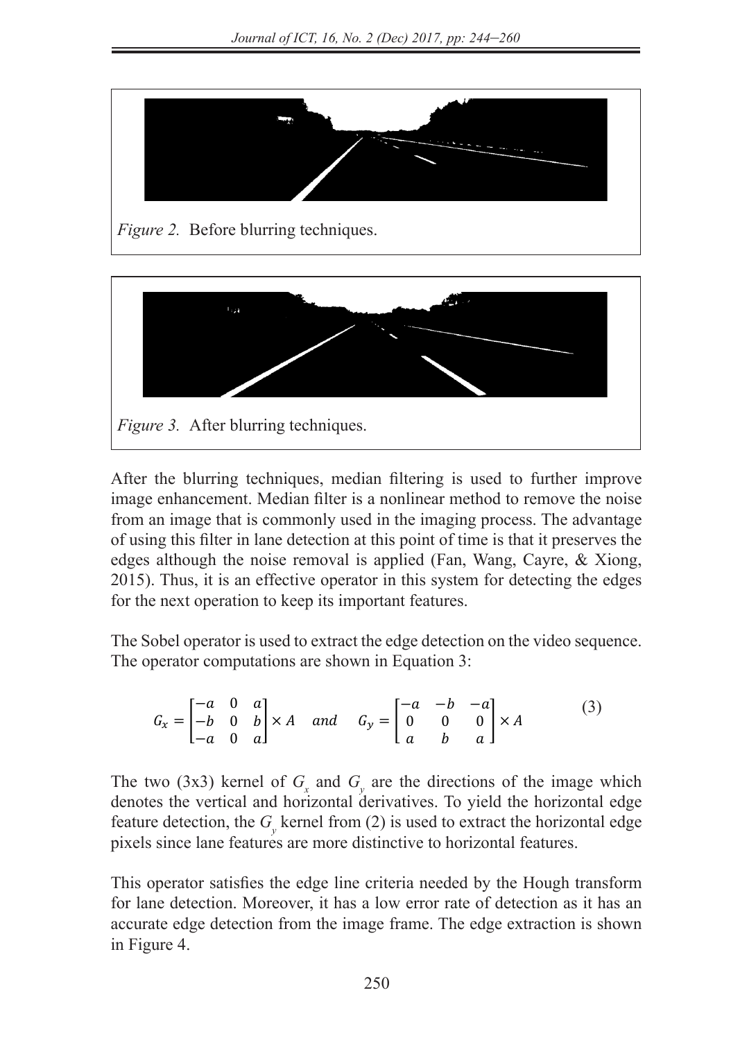*Figure 2.* Before blurring techniques.

*Figure 3.* After blurring techniques.

After the blurring techniques, median filtering is used to further improve image enhancement. Median filter is a nonlinear method to remove the noise from an image that is commonly used in the imaging process. The advantage of using this filter in lane detection at this point of time is that it preserves the edges although the noise removal is applied (Fan, Wang, Cayre, & Xiong, 2015). Thus, it is an effective operator in this system for detecting the edges for the next operation to keep its important features.

The Sobel operator is used to extract the edge detection on the video sequence. The operator computations are shown in Equation 3:

$$G_x = \begin{bmatrix} -a & 0 & a \\ -b & 0 & b \\ -a & 0 & a \end{bmatrix} \times A \quad and \quad G_y = \begin{bmatrix} -a & -b & -a \\ 0 & 0 & 0 \\ a & b & a \end{bmatrix} \times A \tag{3}$$

The two (3x3) kernel of $G_x$ and $G_y$ are the directions of the image which denotes the vertical and horizontal derivatives. To yield the horizontal edge feature detection, the $G_y$ kernel from (2) is used to extract the horizontal edge pixels since lane features are more distinctive to horizontal features.

This operator satisfies the edge line criteria needed by the Hough transform for lane detection. Moreover, it has a low error rate of detection as it has an accurate edge detection from the image frame. The edge extraction is shown in Figure 4.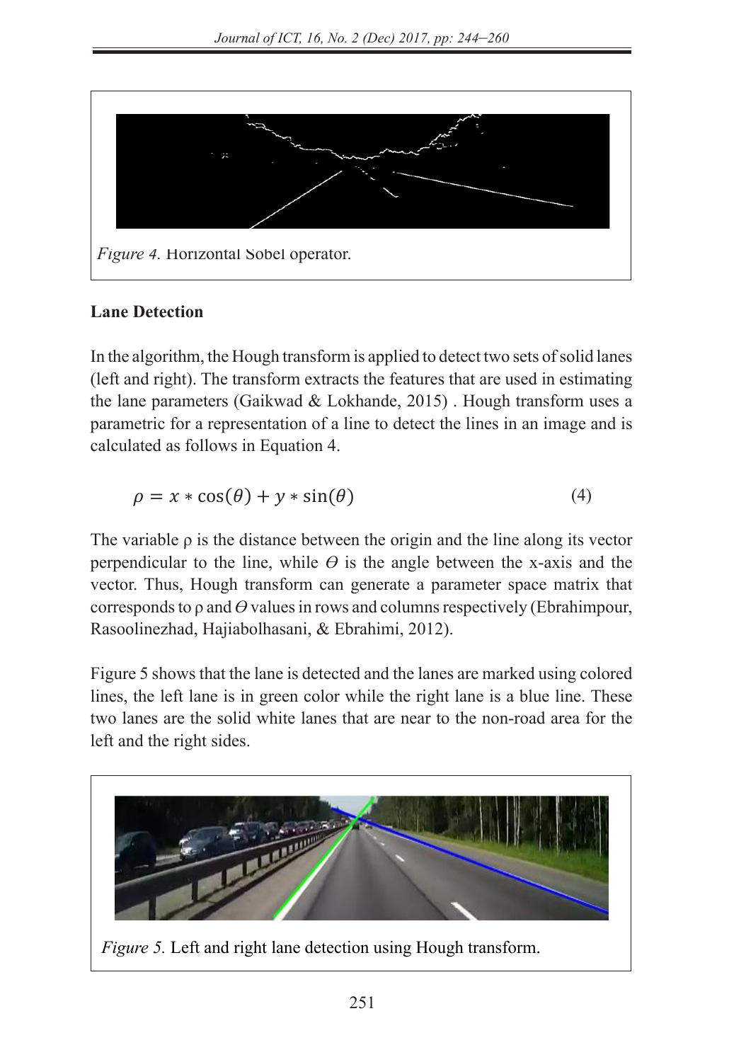*Figure 4.* Horizontal Sobel operator.

**Lane Detection**

In the algorithm, the Hough transform is applied to detect two sets of solid lanes (left and right). The transform extracts the features that are used in estimating the lane parameters (Gaikwad & Lokhande, 2015) . Hough transform uses a parametric for a representation of a line to detect the lines in an image and is calculated as follows in Equation 4.

$$\rho = x * \cos(\theta) + y * \sin(\theta) \tag{4}$$

The variable ρ is the distance between the origin and the line along its vector perpendicular to the line, while $\Theta$ is the angle between the x-axis and the vector. Thus, Hough transform can generate a parameter space matrix that corresponds to ρ and $\Theta$ values in rows and columns respectively (Ebrahimpour, Rasoolinezhad, Hajiabolhasani, & Ebrahimi, 2012).

Figure 5 shows that the lane is detected and the lanes are marked using colored lines, the left lane is in green color while the right lane is a blue line. These two lanes are the solid white lanes that are near to the non-road area for the left and the right sides.

*Figure 5.* Left and right lane detection using Hough transform.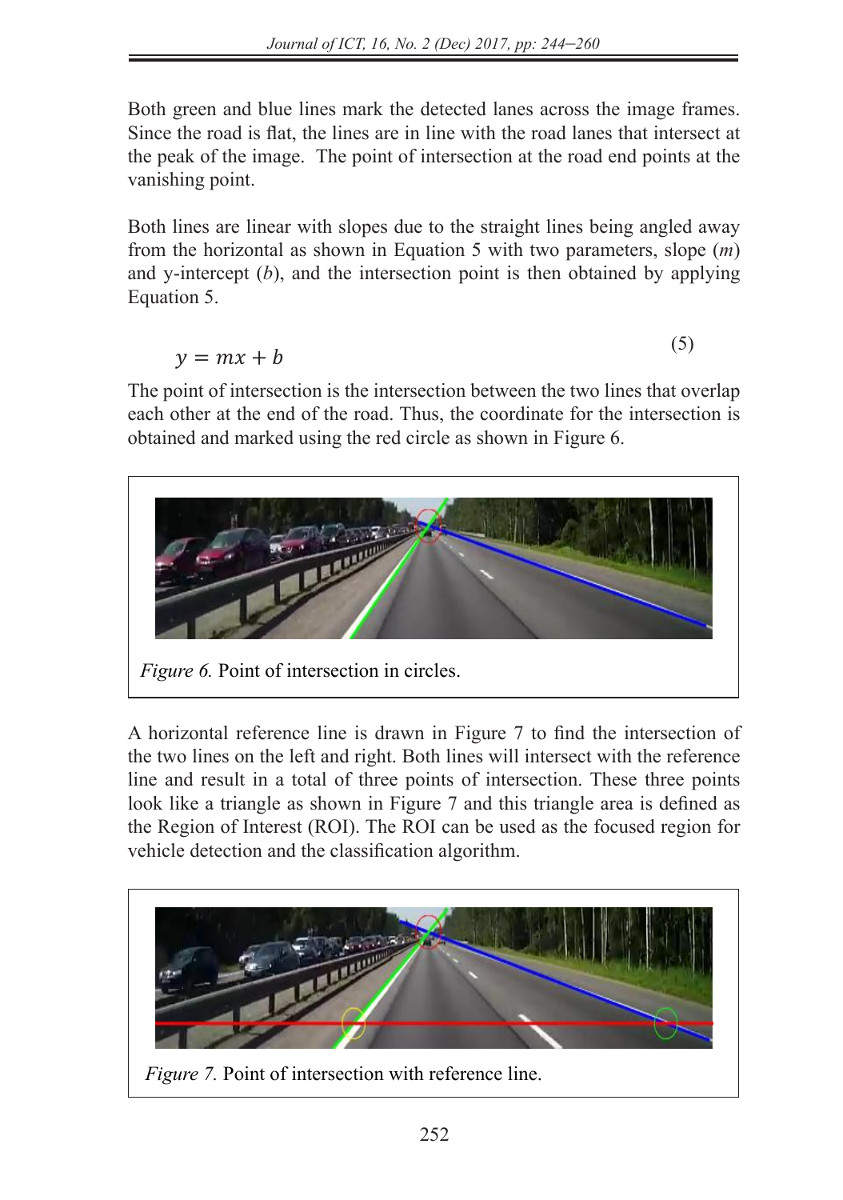Both green and blue lines mark the detected lanes across the image frames. Since the road is flat, the lines are in line with the road lanes that intersect at the peak of the image. The point of intersection at the road end points at the vanishing point.

Both lines are linear with slopes due to the straight lines being angled away from the horizontal as shown in Equation 5 with two parameters, slope (*m*) and y-intercept (*b*), and the intersection point is then obtained by applying Equation 5.

$$y = mx + b \tag{5}$$

The point of intersection is the intersection between the two lines that overlap each other at the end of the road. Thus, the coordinate for the intersection is obtained and marked using the red circle as shown in Figure 6.

*Figure 6.* Point of intersection in circles.

A horizontal reference line is drawn in Figure 7 to find the intersection of the two lines on the left and right. Both lines will intersect with the reference line and result in a total of three points of intersection. These three points look like a triangle as shown in Figure 7 and this triangle area is defined as the Region of Interest (ROI). The ROI can be used as the focused region for vehicle detection and the classification algorithm.

*Figure 7.* Point of intersection with reference line.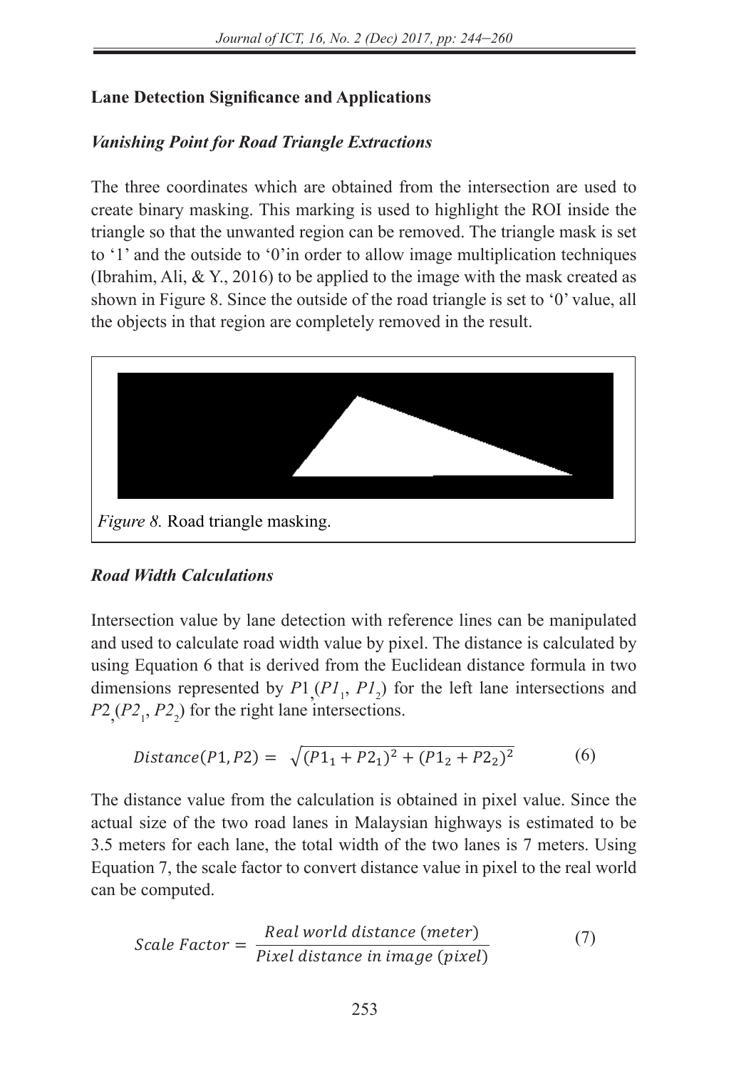## Lane Detection Significance and Applications

### *Vanishing Point for Road Triangle Extractions*

The three coordinates which are obtained from the intersection are used to create binary masking. This marking is used to highlight the ROI inside the triangle so that the unwanted region can be removed. The triangle mask is set to '1' and the outside to '0'in order to allow image multiplication techniques (Ibrahim, Ali, & Y., 2016) to be applied to the image with the mask created as shown in Figure 8. Since the outside of the road triangle is set to '0' value, all the objects in that region are completely removed in the result.

*Figure 8.* Road triangle masking.

### *Road Width Calculations*

Intersection value by lane detection with reference lines can be manipulated and used to calculate road width value by pixel. The distance is calculated by using Equation 6 that is derived from the Euclidean distance formula in two dimensions represented by $P1$, $(P1_1, P1_2)$ for the left lane intersections and $P2$, $(P2_1, P2_2)$ for the right lane intersections.

$$Distance(P1, P2) = \sqrt{(P1_1 + P2_1)^2 + (P1_2 + P2_2)^2} \qquad (6)$$

The distance value from the calculation is obtained in pixel value. Since the actual size of the two road lanes in Malaysian highways is estimated to be 3.5 meters for each lane, the total width of the two lanes is 7 meters. Using Equation 7, the scale factor to convert distance value in pixel to the real world can be computed.

$$Scale\ Factor = \frac{Real\ world\ distance\ (meter)}{Pixel\ distance\ in\ image\ (pixel)} \qquad (7)$$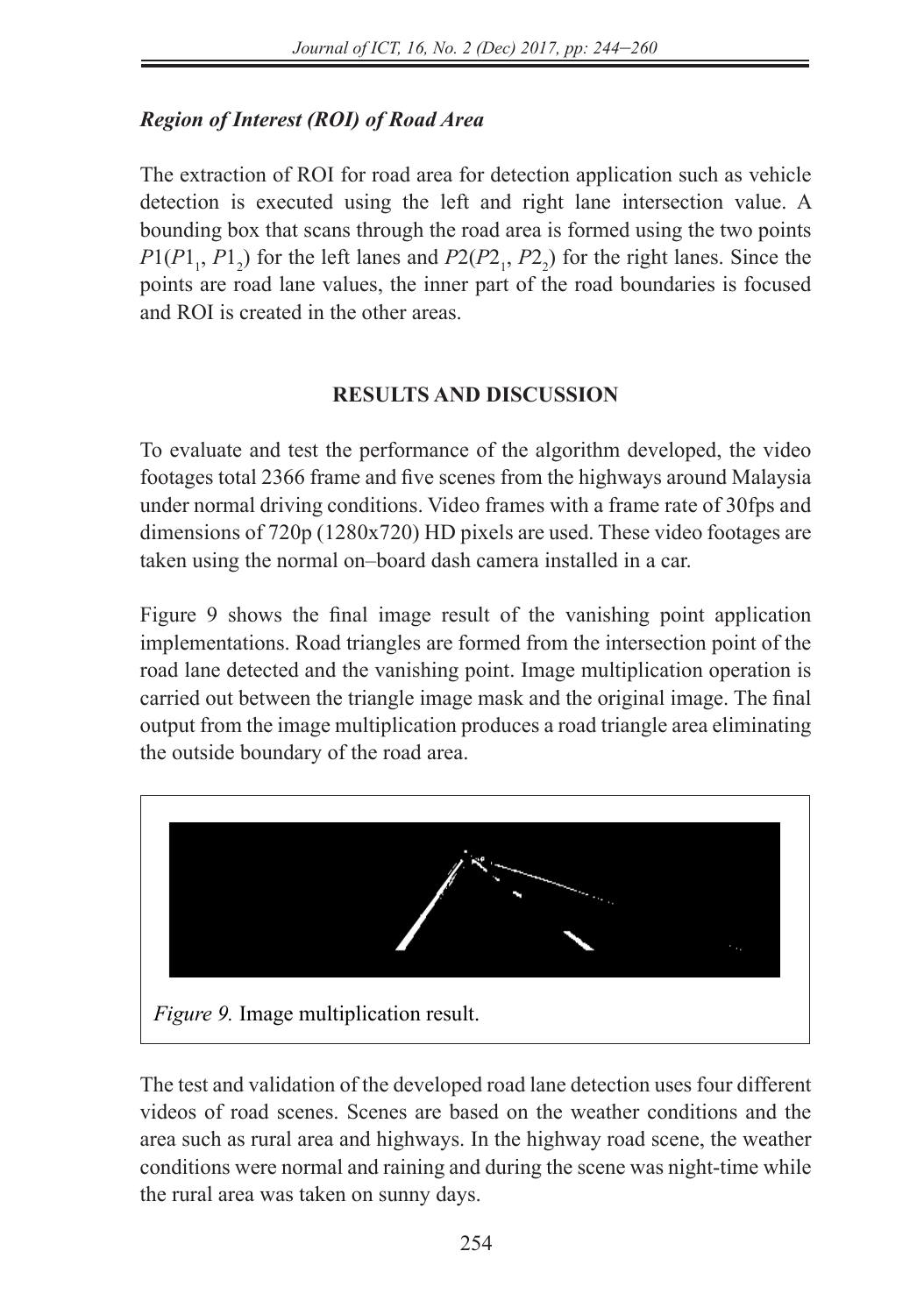### *Region of Interest (ROI) of Road Area*

The extraction of ROI for road area for detection application such as vehicle detection is executed using the left and right lane intersection value. A bounding box that scans through the road area is formed using the two points $P1(P1_1, P1_2)$ for the left lanes and $P2(P2_1, P2_2)$ for the right lanes. Since the points are road lane values, the inner part of the road boundaries is focused and ROI is created in the other areas.

## RESULTS AND DISCUSSION

To evaluate and test the performance of the algorithm developed, the video footages total 2366 frame and five scenes from the highways around Malaysia under normal driving conditions. Video frames with a frame rate of 30fps and dimensions of 720p (1280x720) HD pixels are used. These video footages are taken using the normal on–board dash camera installed in a car.

Figure 9 shows the final image result of the vanishing point application implementations. Road triangles are formed from the intersection point of the road lane detected and the vanishing point. Image multiplication operation is carried out between the triangle image mask and the original image. The final output from the image multiplication produces a road triangle area eliminating the outside boundary of the road area.

*Figure 9.* Image multiplication result.

The test and validation of the developed road lane detection uses four different videos of road scenes. Scenes are based on the weather conditions and the area such as rural area and highways. In the highway road scene, the weather conditions were normal and raining and during the scene was night-time while the rural area was taken on sunny days.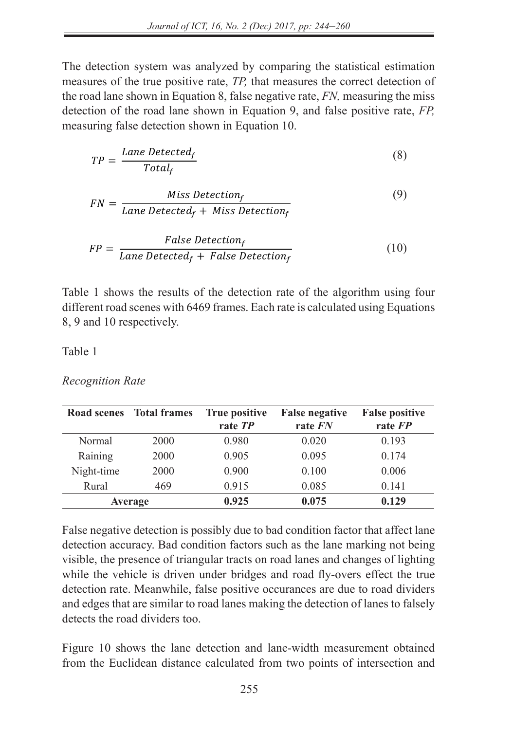The detection system was analyzed by comparing the statistical estimation measures of the true positive rate, *TP,* that measures the correct detection of the road lane shown in Equation 8, false negative rate, *FN,* measuring the miss detection of the road lane shown in Equation 9, and false positive rate, *FP,* measuring false detection shown in Equation 10.

$$TP = \frac{Lane\ Detected_f}{Total_f} \tag{8}$$

$$FN = \frac{Miss\ Detection_f}{Lane\ Detected_f + \ Miss\ Detection_f} \tag{9}$$

$$FP = \frac{False\ Detection_f}{Lane\ Detected_f + \ False\ Detection_f} \tag{10}$$

Table 1 shows the results of the detection rate of the algorithm using four different road scenes with 6469 frames. Each rate is calculated using Equations 8, 9 and 10 respectively.

Table 1

*Recognition Rate*

| Road scenes | Total frames | True positive rate *TP* | False negative rate *FN* | False positive rate *FP* |
|---|---|---|---|---|
| Normal | 2000 | 0.980 | 0.020 | 0.193 |
| Raining | 2000 | 0.905 | 0.095 | 0.174 |
| Night-time | 2000 | 0.900 | 0.100 | 0.006 |
| Rural | 469 | 0.915 | 0.085 | 0.141 |
| **Average** | | **0.925** | **0.075** | **0.129** |

False negative detection is possibly due to bad condition factor that affect lane detection accuracy. Bad condition factors such as the lane marking not being visible, the presence of triangular tracts on road lanes and changes of lighting while the vehicle is driven under bridges and road fly-overs effect the true detection rate. Meanwhile, false positive occurances are due to road dividers and edges that are similar to road lanes making the detection of lanes to falsely detects the road dividers too.

Figure 10 shows the lane detection and lane-width measurement obtained from the Euclidean distance calculated from two points of intersection and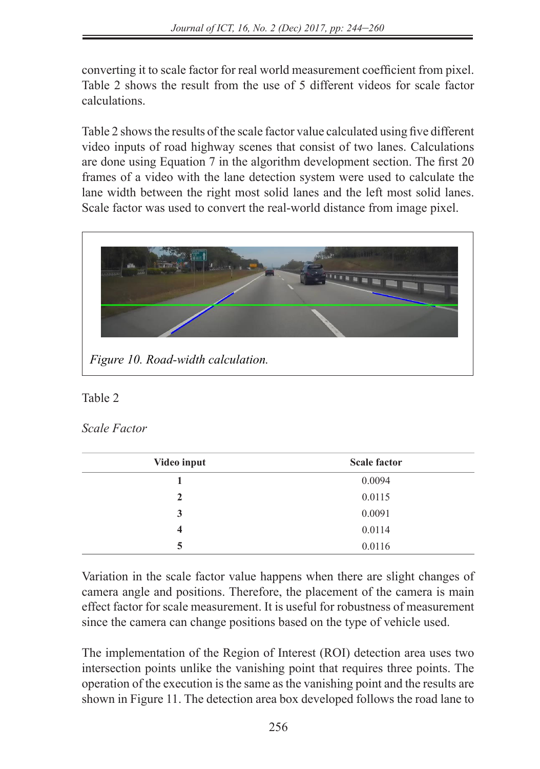converting it to scale factor for real world measurement coefficient from pixel. Table 2 shows the result from the use of 5 different videos for scale factor calculations.

Table 2 shows the results of the scale factor value calculated using five different video inputs of road highway scenes that consist of two lanes. Calculations are done using Equation 7 in the algorithm development section. The first 20 frames of a video with the lane detection system were used to calculate the lane width between the right most solid lanes and the left most solid lanes. Scale factor was used to convert the real-world distance from image pixel.

*Figure 10. Road-width calculation.*

Table 2

*Scale Factor*

| Video input | Scale factor |
|---|---|
| **1** | 0.0094 |
| **2** | 0.0115 |
| **3** | 0.0091 |
| **4** | 0.0114 |
| **5** | 0.0116 |

Variation in the scale factor value happens when there are slight changes of camera angle and positions. Therefore, the placement of the camera is main effect factor for scale measurement. It is useful for robustness of measurement since the camera can change positions based on the type of vehicle used.

The implementation of the Region of Interest (ROI) detection area uses two intersection points unlike the vanishing point that requires three points. The operation of the execution is the same as the vanishing point and the results are shown in Figure 11. The detection area box developed follows the road lane to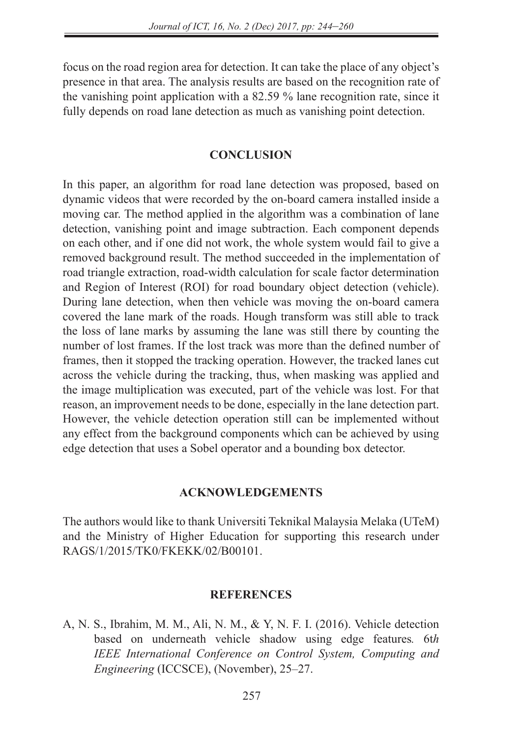focus on the road region area for detection. It can take the place of any object's presence in that area. The analysis results are based on the recognition rate of the vanishing point application with a 82.59 % lane recognition rate, since it fully depends on road lane detection as much as vanishing point detection.

## CONCLUSION

In this paper, an algorithm for road lane detection was proposed, based on dynamic videos that were recorded by the on-board camera installed inside a moving car. The method applied in the algorithm was a combination of lane detection, vanishing point and image subtraction. Each component depends on each other, and if one did not work, the whole system would fail to give a removed background result. The method succeeded in the implementation of road triangle extraction, road-width calculation for scale factor determination and Region of Interest (ROI) for road boundary object detection (vehicle). During lane detection, when then vehicle was moving the on-board camera covered the lane mark of the roads. Hough transform was still able to track the loss of lane marks by assuming the lane was still there by counting the number of lost frames. If the lost track was more than the defined number of frames, then it stopped the tracking operation. However, the tracked lanes cut across the vehicle during the tracking, thus, when masking was applied and the image multiplication was executed, part of the vehicle was lost. For that reason, an improvement needs to be done, especially in the lane detection part. However, the vehicle detection operation still can be implemented without any effect from the background components which can be achieved by using edge detection that uses a Sobel operator and a bounding box detector.

## ACKNOWLEDGEMENTS

The authors would like to thank Universiti Teknikal Malaysia Melaka (UTeM) and the Ministry of Higher Education for supporting this research under RAGS/1/2015/TK0/FKEKK/02/B00101.

## REFERENCES

A, N. S., Ibrahim, M. M., Ali, N. M., & Y, N. F. I. (2016). Vehicle detection based on underneath vehicle shadow using edge features*.* 6t*h IEEE International Conference on Control System, Computing and Engineering* (ICCSCE), (November), 25–27.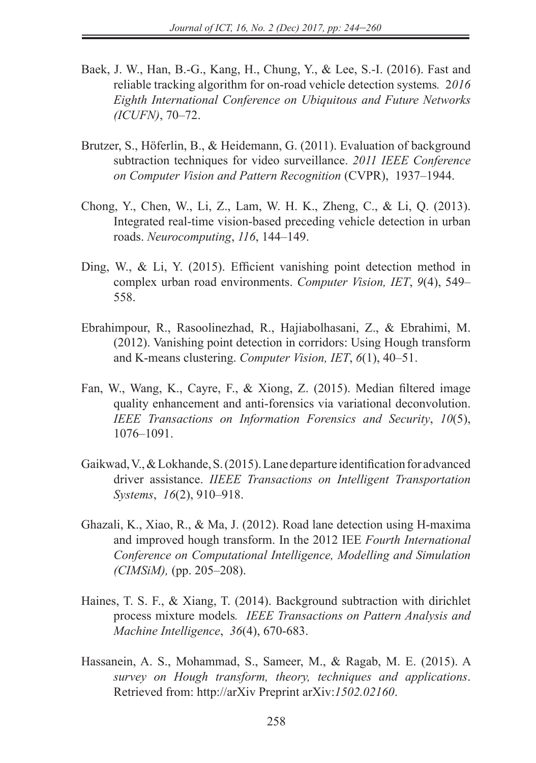Baek, J. W., Han, B.-G., Kang, H., Chung, Y., & Lee, S.-I. (2016). Fast and reliable tracking algorithm for on-road vehicle detection systems*.* 2*016 Eighth International Conference on Ubiquitous and Future Networks (ICUFN)*, 70–72.

Brutzer, S., Höferlin, B., & Heidemann, G. (2011). Evaluation of background subtraction techniques for video surveillance. *2011 IEEE Conference on Computer Vision and Pattern Recognition* (CVPR), 1937–1944.

Chong, Y., Chen, W., Li, Z., Lam, W. H. K., Zheng, C., & Li, Q. (2013). Integrated real-time vision-based preceding vehicle detection in urban roads. *Neurocomputing*, *116*, 144–149.

Ding, W., & Li, Y. (2015). Efficient vanishing point detection method in complex urban road environments. *Computer Vision, IET*, *9*(4), 549–558.

Ebrahimpour, R., Rasoolinezhad, R., Hajiabolhasani, Z., & Ebrahimi, M. (2012). Vanishing point detection in corridors: Using Hough transform and K-means clustering. *Computer Vision, IET*, *6*(1), 40–51.

Fan, W., Wang, K., Cayre, F., & Xiong, Z. (2015). Median filtered image quality enhancement and anti-forensics via variational deconvolution. *IEEE Transactions on Information Forensics and Security*, *10*(5), 1076–1091.

Gaikwad, V., & Lokhande, S. (2015). Lane departure identification for advanced driver assistance. *IIEEE Transactions on Intelligent Transportation Systems*, *16*(2), 910–918.

Ghazali, K., Xiao, R., & Ma, J. (2012). Road lane detection using H-maxima and improved hough transform. In the 2012 IEE *Fourth International Conference on Computational Intelligence, Modelling and Simulation (CIMSiM),* (pp. 205–208).

Haines, T. S. F., & Xiang, T. (2014). Background subtraction with dirichlet process mixture models*. IEEE Transactions on Pattern Analysis and Machine Intelligence*, *36*(4), 670-683.

Hassanein, A. S., Mohammad, S., Sameer, M., & Ragab, M. E. (2015). A *survey on Hough transform, theory, techniques and applications*. Retrieved from: http://arXiv Preprint arXiv:*1502.02160*.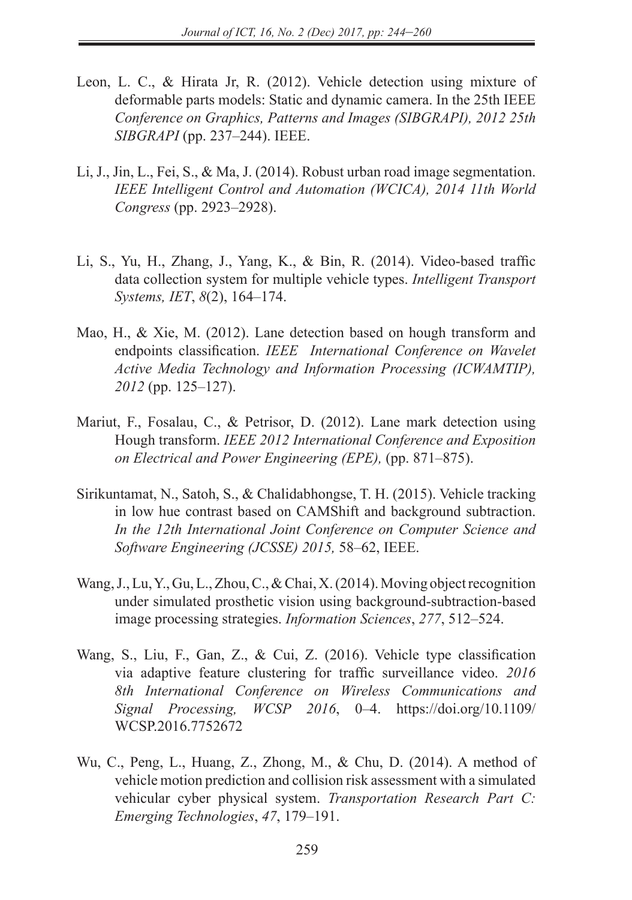Leon, L. C., & Hirata Jr, R. (2012). Vehicle detection using mixture of deformable parts models: Static and dynamic camera. In the 25th IEEE *Conference on Graphics, Patterns and Images (SIBGRAPI), 2012 25th SIBGRAPI* (pp. 237–244). IEEE.

Li, J., Jin, L., Fei, S., & Ma, J. (2014). Robust urban road image segmentation. *IEEE Intelligent Control and Automation (WCICA), 2014 11th World Congress* (pp. 2923–2928).

Li, S., Yu, H., Zhang, J., Yang, K., & Bin, R. (2014). Video-based traffic data collection system for multiple vehicle types. *Intelligent Transport Systems, IET*, *8*(2), 164–174.

Mao, H., & Xie, M. (2012). Lane detection based on hough transform and endpoints classification. *IEEE International Conference on Wavelet Active Media Technology and Information Processing (ICWAMTIP), 2012* (pp. 125–127).

Mariut, F., Fosalau, C., & Petrisor, D. (2012). Lane mark detection using Hough transform. *IEEE 2012 International Conference and Exposition on Electrical and Power Engineering (EPE),* (pp. 871–875).

Sirikuntamat, N., Satoh, S., & Chalidabhongse, T. H. (2015). Vehicle tracking in low hue contrast based on CAMShift and background subtraction. *In the 12th International Joint Conference on Computer Science and Software Engineering (JCSSE) 2015,* 58–62, IEEE.

Wang, J., Lu, Y., Gu, L., Zhou, C., & Chai, X. (2014). Moving object recognition under simulated prosthetic vision using background-subtraction-based image processing strategies. *Information Sciences*, *277*, 512–524.

Wang, S., Liu, F., Gan, Z., & Cui, Z. (2016). Vehicle type classification via adaptive feature clustering for traffic surveillance video. *2016 8th International Conference on Wireless Communications and Signal Processing, WCSP 2016*, 0–4. https://doi.org/10.1109/WCSP.2016.7752672

Wu, C., Peng, L., Huang, Z., Zhong, M., & Chu, D. (2014). A method of vehicle motion prediction and collision risk assessment with a simulated vehicular cyber physical system. *Transportation Research Part C: Emerging Technologies*, *47*, 179–191.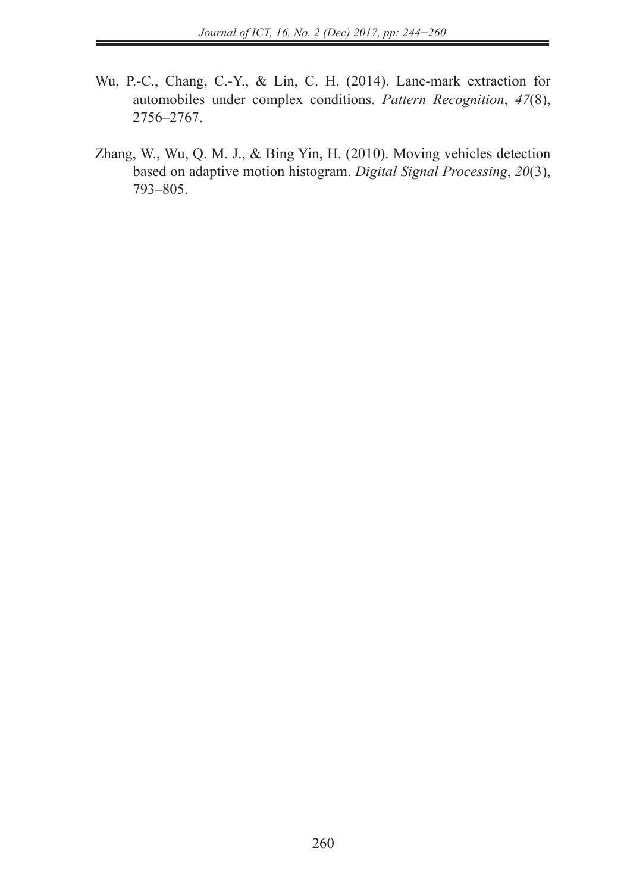Wu, P.-C., Chang, C.-Y., & Lin, C. H. (2014). Lane-mark extraction for automobiles under complex conditions. *Pattern Recognition*, *47*(8), 2756–2767.

Zhang, W., Wu, Q. M. J., & Bing Yin, H. (2010). Moving vehicles detection based on adaptive motion histogram. *Digital Signal Processing*, *20*(3), 793–805.